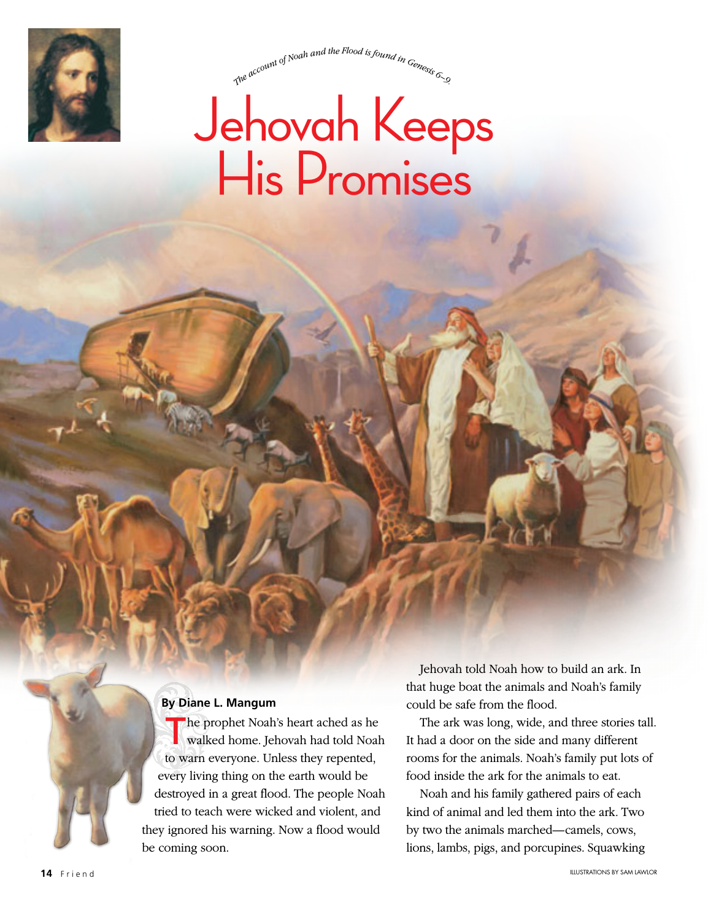*The account of Noah and the Flood is found in Genesis 6–9.*

# Jehovah Keeps His Promises

**By Diane L. Mangum**

The prophet Noah's heart ached as he walked home. Jehovah had told Noah to warn everyone. Unless they repented, every living thing on the earth would be destroyed in a great flood. The people Noah tried to teach were wicked and violent, and they ignored his warning. Now a flood would be coming soon.

Jehovah told Noah how to build an ark. In that huge boat the animals and Noah's family could be safe from the flood.

The ark was long, wide, and three stories tall. It had a door on the side and many different rooms for the animals. Noah's family put lots of food inside the ark for the animals to eat.

Noah and his family gathered pairs of each kind of animal and led them into the ark. Two by two the animals marched—camels, cows, lions, lambs, pigs, and porcupines. Squawking

ILLUSTRATIONS BY SAM LAWLOR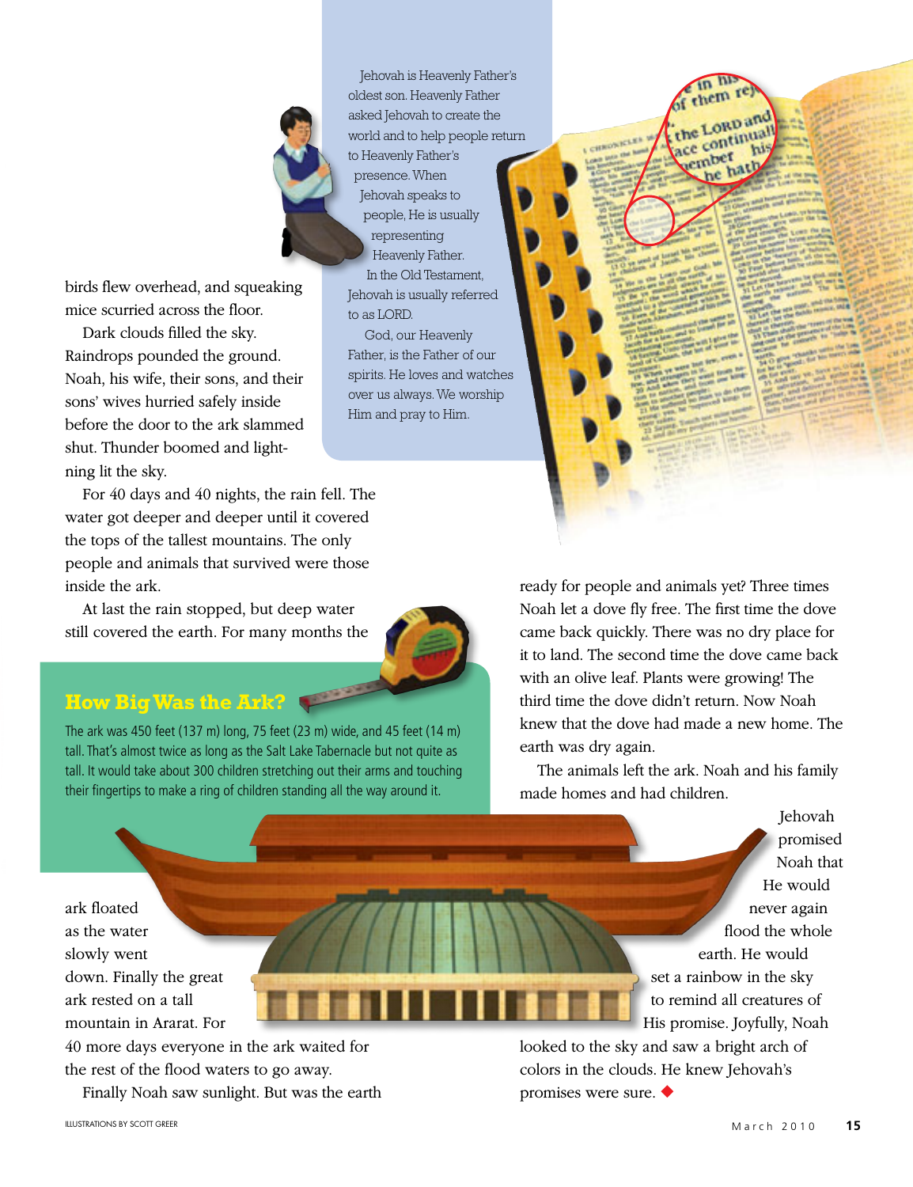birds flew overhead, and squeaking mice scurried across the floor.

Dark clouds filled the sky. Raindrops pounded the ground. Noah, his wife, their sons, and their sons' wives hurried safely inside before the door to the ark slammed shut. Thunder boomed and lightning lit the sky.

For 40 days and 40 nights, the rain fell. The water got deeper and deeper until it covered the tops of the tallest mountains. The only people and animals that survived were those inside the ark.

At last the rain stopped, but deep water still covered the earth. For many months the ark floated as the water slowly went down. Finally the great ark rested on a tall mountain in Ararat. For 40 more days everyone in the ark waited for the rest of the flood waters to go away.

Finally Noah saw sunlight. But was the earth ready for people and animals yet? Three times Noah let a dove fly free. The first time the dove came back quickly. There was no dry place for it to land. The second time the dove came back with an olive leaf. Plants were growing! The third time the dove didn't return. Now Noah knew that the dove had made a new home. The earth was dry again.

The animals left the ark. Noah and his family made homes and had children.

Jehovah promised Noah that He would never again flood the whole earth. He would set a rainbow in the sky to remind all creatures of His promise. Joyfully, Noah looked to the sky and saw a bright arch of colors in the clouds. He knew Jehovah's promises were sure. ◆

Jehovah is Heavenly Father's oldest son. Heavenly Father asked Jehovah to create the world and to help people return to Heavenly Father's presence. When Jehovah speaks to people, He is usually representing Heavenly Father. In the Old Testament, Jehovah is usually referred to as LORD.

God, our Heavenly Father, is the Father of our spirits. He loves and watches over us always. We worship Him and pray to Him.

## How Big Was the Ark?

The ark was 450 feet (137 m) long, 75 feet (23 m) wide, and 45 feet (14 m) tall. That's almost twice as long as the Salt Lake Tabernacle but not quite as tall. It would take about 300 children stretching out their arms and touching their fingertips to make a ring of children standing all the way around it.

ILLUSTRATIONS BY SCOTT GREER